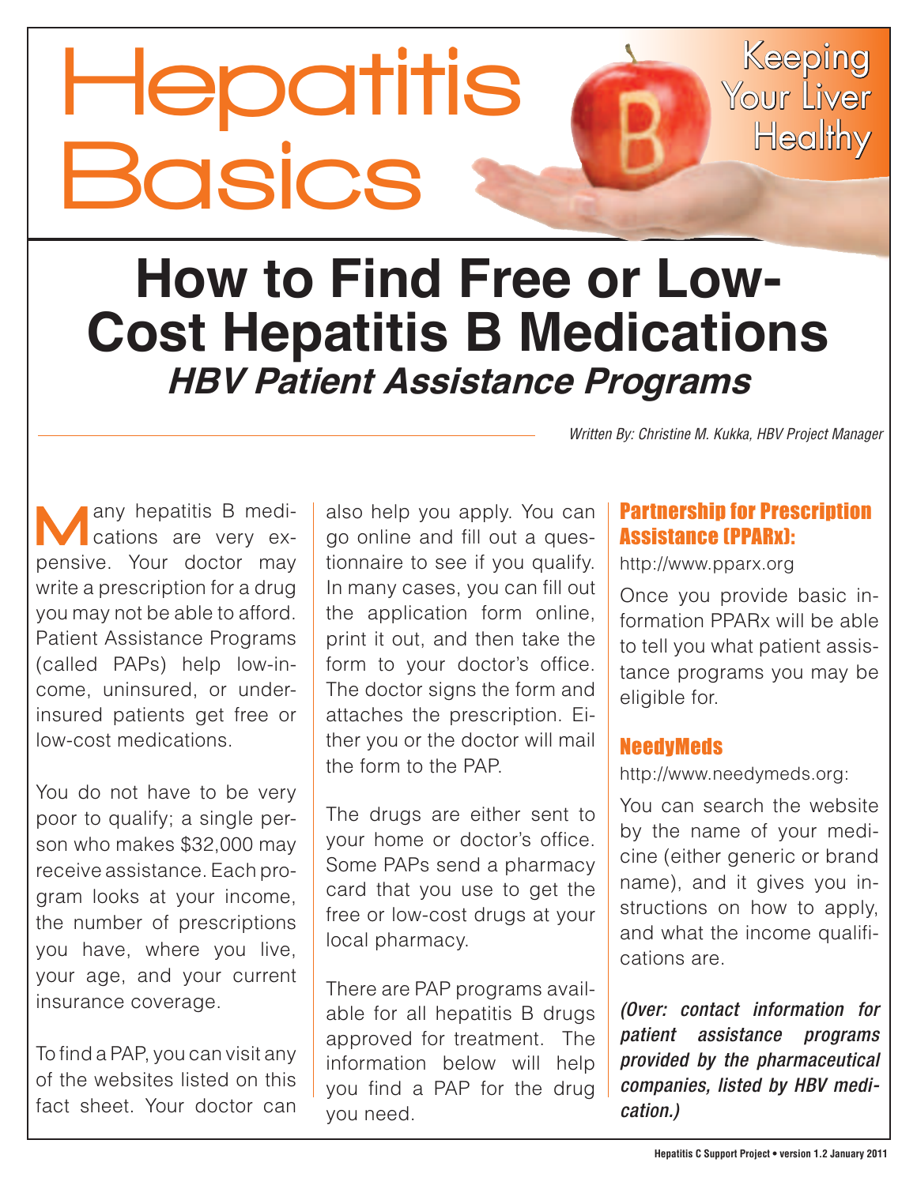Hepatitis Basics

Keeping Your Liver Healthy

# How to Find Free or Low-Cost Hepatitis B Medications

## *HBV Patient Assistance Programs*

*Written By: Christine M. Kukka, HBV Project Manager*

Many hepatitis B medications are very expensive. Your doctor may write a prescription for a drug you may not be able to afford. Patient Assistance Programs (called PAPs) help low-income, uninsured, or underinsured patients get free or low-cost medications.

You do not have to be very poor to qualify; a single person who makes $32,000 may receive assistance. Each program looks at your income, the number of prescriptions you have, where you live, your age, and your current insurance coverage.

To find a PAP, you can visit any of the websites listed on this fact sheet. Your doctor can also help you apply. You can go online and fill out a questionnaire to see if you qualify. In many cases, you can fill out the application form online, print it out, and then take the form to your doctor's office. The doctor signs the form and attaches the prescription. Either you or the doctor will mail the form to the PAP.

The drugs are either sent to your home or doctor's office. Some PAPs send a pharmacy card that you use to get the free or low-cost drugs at your local pharmacy.

There are PAP programs available for all hepatitis B drugs approved for treatment. The information below will help you find a PAP for the drug you need.

### Partnership for Prescription Assistance (PPARx):

http://www.pparx.org

Once you provide basic information PPARx will be able to tell you what patient assistance programs you may be eligible for.

### NeedyMeds

http://www.needymeds.org:

You can search the website by the name of your medicine (either generic or brand name), and it gives you instructions on how to apply, and what the income qualifications are.

***(Over: contact information for patient assistance programs provided by the pharmaceutical companies, listed by HBV medication.)***

**Hepatitis C Support Project • version 1.2 January 2011**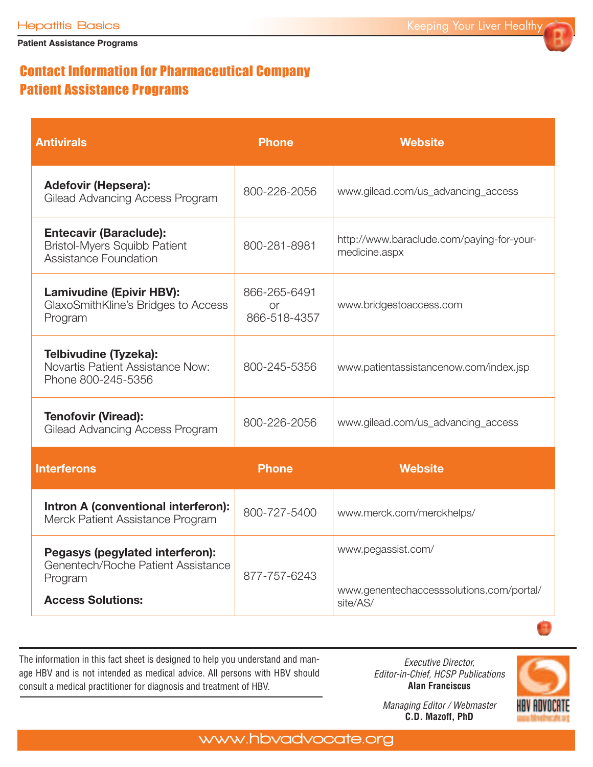**Patient Assistance Programs**

# Contact Information for Pharmaceutical Company Patient Assistance Programs

| Antivirals | Phone | Website |
|---|---|---|
| **Adefovir (Hepsera):** Gilead Advancing Access Program | 800-226-2056 | www.gilead.com/us_advancing_access |
| **Entecavir (Baraclude):** Bristol-Myers Squibb Patient Assistance Foundation | 800-281-8981 | http://www.baraclude.com/paying-for-your-medicine.aspx |
| **Lamivudine (Epivir HBV):** GlaxoSmithKline's Bridges to Access Program | 866-265-6491 or 866-518-4357 | www.bridgestoaccess.com |
| **Telbivudine (Tyzeka):** Novartis Patient Assistance Now: Phone 800-245-5356 | 800-245-5356 | www.patientassistancenow.com/index.jsp |
| **Tenofovir (Viread):** Gilead Advancing Access Program | 800-226-2056 | www.gilead.com/us_advancing_access |
| **Interferons** | **Phone** | **Website** |
| **Intron A (conventional interferon):** Merck Patient Assistance Program | 800-727-5400 | www.merck.com/merckhelps/ |
| **Pegasys (pegylated interferon):** Genentech/Roche Patient Assistance Program **Access Solutions:** | 877-757-6243 | www.pegassist.com/ www.genentechaccesssolutions.com/portal/site/AS/ |

The information in this fact sheet is designed to help you understand and manage HBV and is not intended as medical advice. All persons with HBV should consult a medical practitioner for diagnosis and treatment of HBV.

*Executive Director, Editor-in-Chief, HCSP Publications*
**Alan Franciscus**

*Managing Editor / Webmaster*
**C.D. Mazoff, PhD**

www.hbvadvocate.org